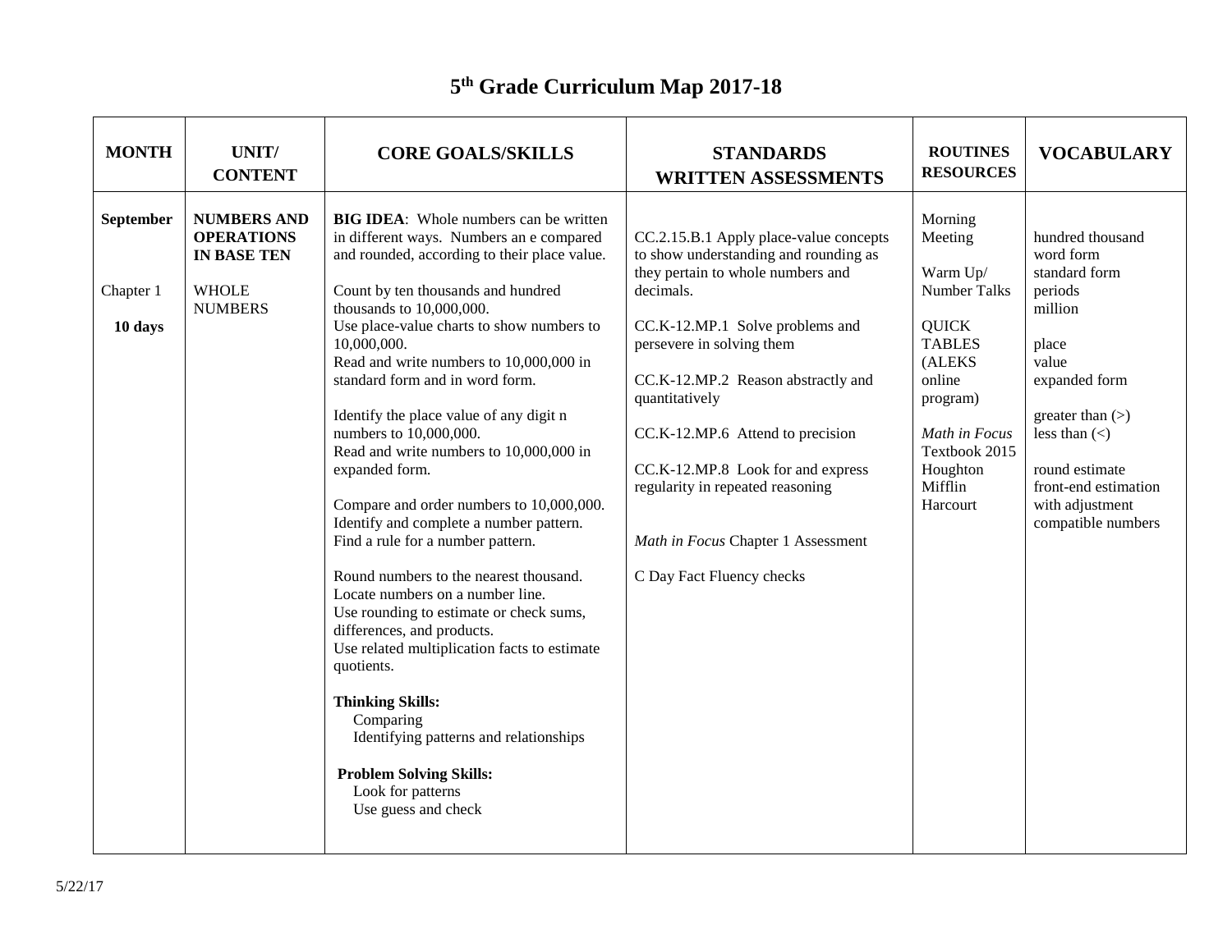# 5th Grade Curriculum Map 2017-18

| MONTH | UNIT/ CONTENT | CORE GOALS/SKILLS | STANDARDS WRITTEN ASSESSMENTS | ROUTINES RESOURCES | VOCABULARY |
|---|---|---|---|---|---|
| **September**<br><br>Chapter 1<br><br>**10 days** | **NUMBERS AND OPERATIONS IN BASE TEN**<br><br>WHOLE NUMBERS | **BIG IDEA**: Whole numbers can be written in different ways. Numbers an e compared and rounded, according to their place value.<br><br>Count by ten thousands and hundred thousands to 10,000,000.<br>Use place-value charts to show numbers to 10,000,000.<br>Read and write numbers to 10,000,000 in standard form and in word form.<br><br>Identify the place value of any digit n numbers to 10,000,000.<br>Read and write numbers to 10,000,000 in expanded form.<br><br>Compare and order numbers to 10,000,000.<br>Identify and complete a number pattern.<br>Find a rule for a number pattern.<br><br>Round numbers to the nearest thousand.<br>Locate numbers on a number line.<br>Use rounding to estimate or check sums, differences, and products.<br>Use related multiplication facts to estimate quotients.<br><br>**Thinking Skills:**<br>Comparing<br>Identifying patterns and relationships<br><br>**Problem Solving Skills:**<br>Look for patterns<br>Use guess and check | CC.2.15.B.1 Apply place-value concepts to show understanding and rounding as they pertain to whole numbers and decimals.<br><br>CC.K-12.MP.1 Solve problems and persevere in solving them<br><br>CC.K-12.MP.2 Reason abstractly and quantitatively<br><br>CC.K-12.MP.6 Attend to precision<br><br>CC.K-12.MP.8 Look for and express regularity in repeated reasoning<br><br>*Math in Focus* Chapter 1 Assessment<br><br>C Day Fact Fluency checks | Morning Meeting<br><br>Warm Up/ Number Talks<br><br>QUICK TABLES (ALEKS online program)<br><br>*Math in Focus* Textbook 2015 Houghton Mifflin Harcourt | hundred thousand<br>word form<br>standard form<br>periods<br>million<br><br>place<br>value<br>expanded form<br><br>greater than (>)<br>less than (<)<br><br>round estimate<br>front-end estimation with adjustment<br>compatible numbers |

5/22/17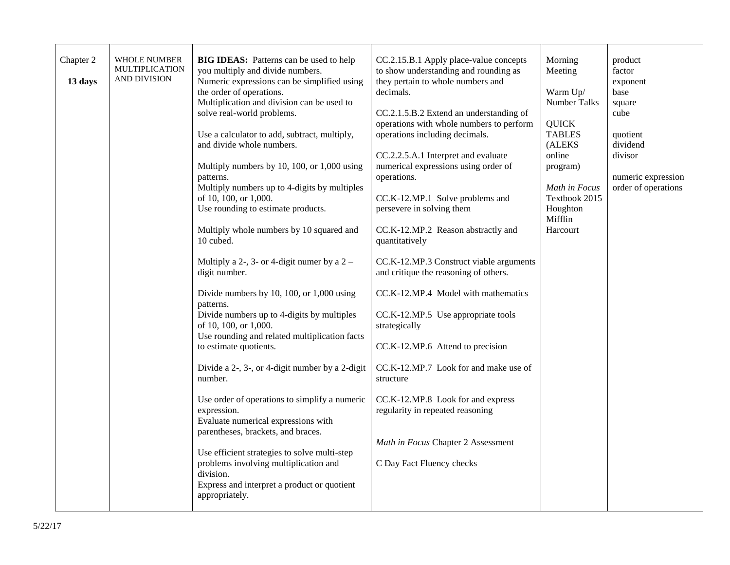| Chapter 2<br>**13 days** | WHOLE NUMBER MULTIPLICATION AND DIVISION | **BIG IDEAS:** Patterns can be used to help you multiply and divide numbers.<br>Numeric expressions can be simplified using the order of operations.<br>Multiplication and division can be used to solve real-world problems.<br><br>Use a calculator to add, subtract, multiply, and divide whole numbers.<br><br>Multiply numbers by 10, 100, or 1,000 using patterns.<br>Multiply numbers up to 4-digits by multiples of 10, 100, or 1,000.<br>Use rounding to estimate products.<br><br>Multiply whole numbers by 10 squared and 10 cubed.<br><br>Multiply a 2-, 3- or 4-digit numer by a 2 – digit number.<br><br>Divide numbers by 10, 100, or 1,000 using patterns.<br>Divide numbers up to 4-digits by multiples of 10, 100, or 1,000.<br>Use rounding and related multiplication facts to estimate quotients.<br><br>Divide a 2-, 3-, or 4-digit number by a 2-digit number.<br><br>Use order of operations to simplify a numeric expression.<br>Evaluate numerical expressions with parentheses, brackets, and braces.<br><br>Use efficient strategies to solve multi-step problems involving multiplication and division.<br>Express and interpret a product or quotient appropriately. | CC.2.15.B.1 Apply place-value concepts to show understanding and rounding as they pertain to whole numbers and decimals.<br><br>CC.2.1.5.B.2 Extend an understanding of operations with whole numbers to perform operations including decimals.<br><br>CC.2.2.5.A.1 Interpret and evaluate numerical expressions using order of operations.<br><br>CC.K-12.MP.1 Solve problems and persevere in solving them<br><br>CC.K-12.MP.2 Reason abstractly and quantitatively<br><br>CC.K-12.MP.3 Construct viable arguments and critique the reasoning of others.<br><br>CC.K-12.MP.4 Model with mathematics<br><br>CC.K-12.MP.5 Use appropriate tools strategically<br><br>CC.K-12.MP.6 Attend to precision<br><br>CC.K-12.MP.7 Look for and make use of structure<br><br>CC.K-12.MP.8 Look for and express regularity in repeated reasoning<br><br>*Math in Focus* Chapter 2 Assessment<br><br>C Day Fact Fluency checks | Morning Meeting<br><br>Warm Up/ Number Talks<br><br>QUICK TABLES (ALEKS online program)<br><br>*Math in Focus* Textbook 2015 Houghton Mifflin Harcourt | product<br>factor<br>exponent<br>base<br>square<br>cube<br><br>quotient<br>dividend<br>divisor<br><br>numeric expression<br>order of operations |
|---|---|---|---|---|---|

5/22/17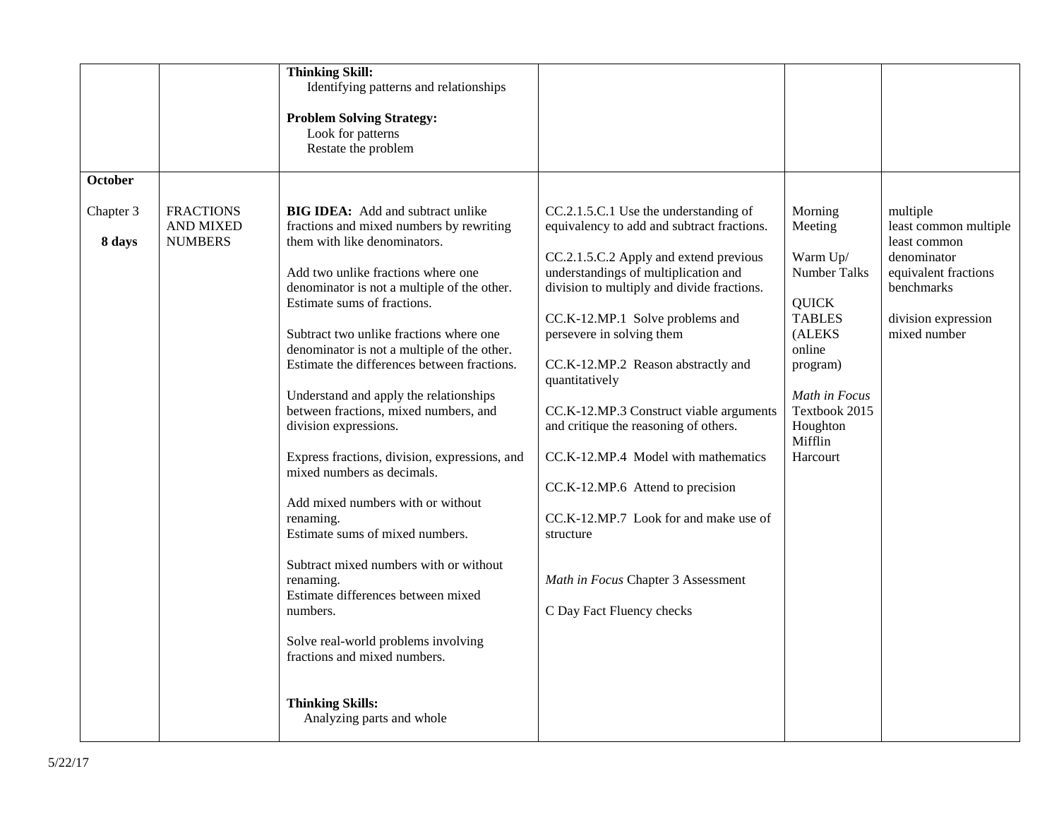| | | | | | |
|---|---|---|---|---|---|
| | | **Thinking Skill:**<br>Identifying patterns and relationships<br><br>**Problem Solving Strategy:**<br>Look for patterns<br>Restate the problem | | | |
| **October**<br><br>Chapter 3<br><br>**8 days** | FRACTIONS AND MIXED NUMBERS | **BIG IDEA:** Add and subtract unlike fractions and mixed numbers by rewriting them with like denominators.<br><br>Add two unlike fractions where one denominator is not a multiple of the other.<br>Estimate sums of fractions.<br><br>Subtract two unlike fractions where one denominator is not a multiple of the other.<br>Estimate the differences between fractions.<br><br>Understand and apply the relationships between fractions, mixed numbers, and division expressions.<br><br>Express fractions, division, expressions, and mixed numbers as decimals.<br><br>Add mixed numbers with or without renaming.<br>Estimate sums of mixed numbers.<br><br>Subtract mixed numbers with or without renaming.<br>Estimate differences between mixed numbers.<br><br>Solve real-world problems involving fractions and mixed numbers.<br><br>**Thinking Skills:**<br>Analyzing parts and whole | CC.2.1.5.C.1 Use the understanding of equivalency to add and subtract fractions.<br><br>CC.2.1.5.C.2 Apply and extend previous understandings of multiplication and division to multiply and divide fractions.<br><br>CC.K-12.MP.1 Solve problems and persevere in solving them<br><br>CC.K-12.MP.2 Reason abstractly and quantitatively<br><br>CC.K-12.MP.3 Construct viable arguments and critique the reasoning of others.<br><br>CC.K-12.MP.4 Model with mathematics<br><br>CC.K-12.MP.6 Attend to precision<br><br>CC.K-12.MP.7 Look for and make use of structure<br><br>*Math in Focus* Chapter 3 Assessment<br><br>C Day Fact Fluency checks | Morning Meeting<br><br>Warm Up/ Number Talks<br><br>QUICK TABLES (ALEKS online program)<br><br>*Math in Focus* Textbook 2015 Houghton Mifflin Harcourt | multiple<br>least common multiple<br>least common denominator<br>equivalent fractions<br>benchmarks<br><br>division expression<br>mixed number |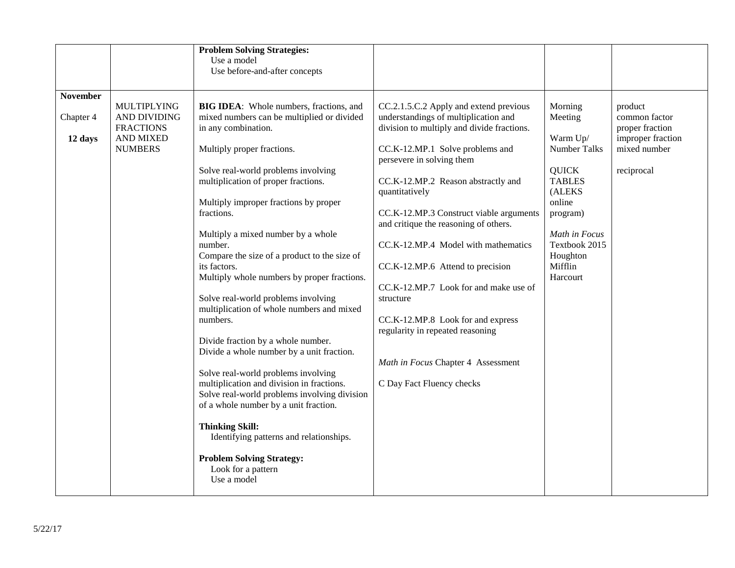| | | | | | |
|---|---|---|---|---|---|
| | | **Problem Solving Strategies:**<br>Use a model<br>Use before-and-after concepts | | | |
| **November**<br><br>Chapter 4<br><br>**12 days** | MULTIPLYING AND DIVIDING FRACTIONS AND MIXED NUMBERS | **BIG IDEA**: Whole numbers, fractions, and mixed numbers can be multiplied or divided in any combination.<br><br>Multiply proper fractions.<br><br>Solve real-world problems involving multiplication of proper fractions.<br><br>Multiply improper fractions by proper fractions.<br><br>Multiply a mixed number by a whole number.<br>Compare the size of a product to the size of its factors.<br>Multiply whole numbers by proper fractions.<br><br>Solve real-world problems involving multiplication of whole numbers and mixed numbers.<br><br>Divide fraction by a whole number.<br>Divide a whole number by a unit fraction.<br><br>Solve real-world problems involving multiplication and division in fractions.<br>Solve real-world problems involving division of a whole number by a unit fraction.<br><br>**Thinking Skill:**<br>Identifying patterns and relationships.<br><br>**Problem Solving Strategy:**<br>Look for a pattern<br>Use a model | CC.2.1.5.C.2 Apply and extend previous understandings of multiplication and division to multiply and divide fractions.<br><br>CC.K-12.MP.1 Solve problems and persevere in solving them<br><br>CC.K-12.MP.2 Reason abstractly and quantitatively<br><br>CC.K-12.MP.3 Construct viable arguments and critique the reasoning of others.<br><br>CC.K-12.MP.4 Model with mathematics<br><br>CC.K-12.MP.6 Attend to precision<br><br>CC.K-12.MP.7 Look for and make use of structure<br><br>CC.K-12.MP.8 Look for and express regularity in repeated reasoning<br><br>*Math in Focus* Chapter 4 Assessment<br><br>C Day Fact Fluency checks | Morning Meeting<br><br>Warm Up/ Number Talks<br><br>QUICK TABLES (ALEKS online program)<br><br>*Math in Focus* Textbook 2015 Houghton Mifflin Harcourt | product<br>common factor<br>proper fraction<br>improper fraction<br>mixed number<br><br>reciprocal |

5/22/17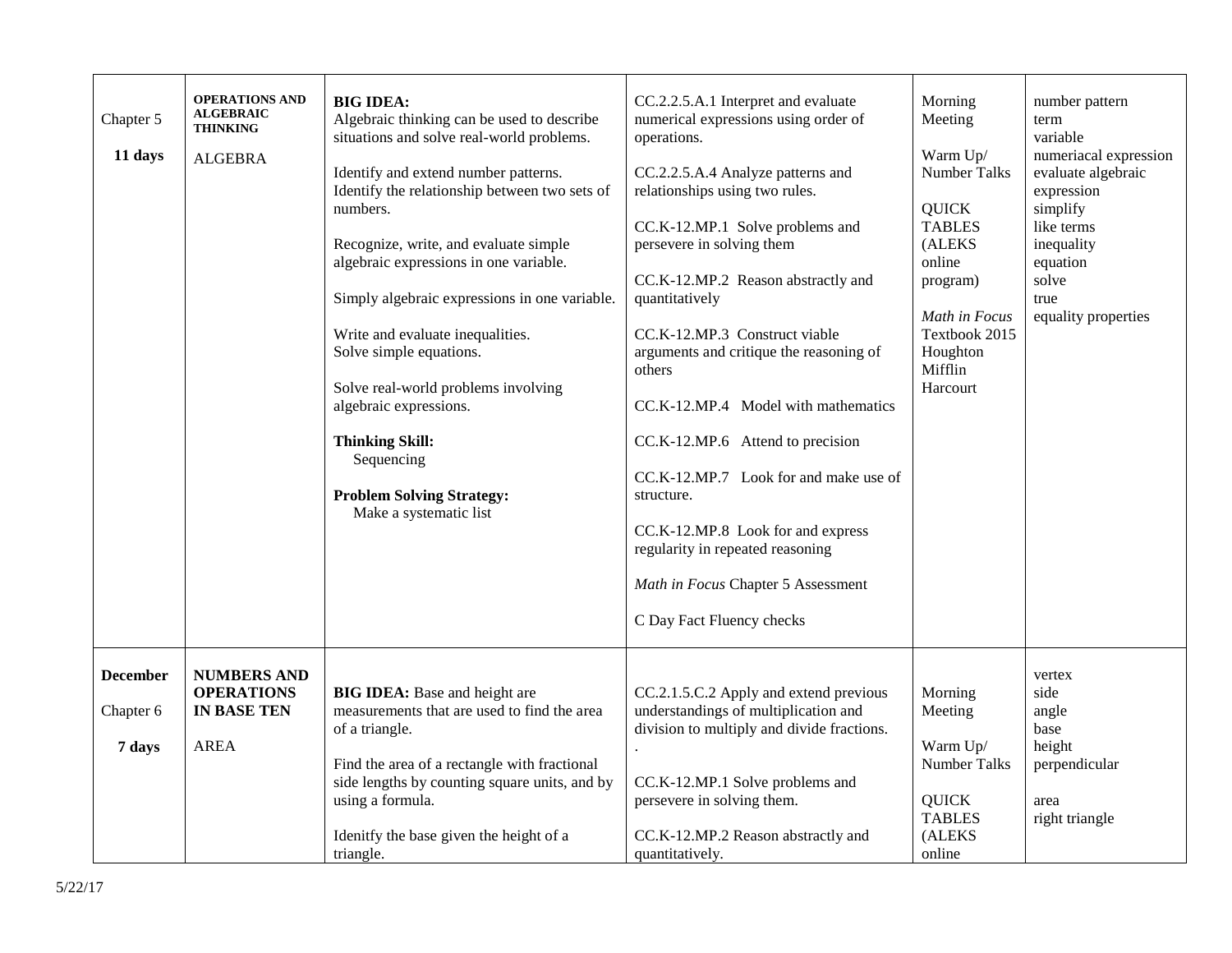| | | | | | |
|---|---|---|---|---|---|
| Chapter 5<br><br>**11 days** | **OPERATIONS AND ALGEBRAIC THINKING**<br><br>ALGEBRA | **BIG IDEA:**<br>Algebraic thinking can be used to describe situations and solve real-world problems.<br><br>Identify and extend number patterns.<br>Identify the relationship between two sets of numbers.<br><br>Recognize, write, and evaluate simple algebraic expressions in one variable.<br><br>Simply algebraic expressions in one variable.<br><br>Write and evaluate inequalities.<br>Solve simple equations.<br><br>Solve real-world problems involving algebraic expressions.<br><br>**Thinking Skill:**<br>Sequencing<br><br>**Problem Solving Strategy:**<br>Make a systematic list | CC.2.2.5.A.1 Interpret and evaluate numerical expressions using order of operations.<br><br>CC.2.2.5.A.4 Analyze patterns and relationships using two rules.<br><br>CC.K-12.MP.1 Solve problems and persevere in solving them<br><br>CC.K-12.MP.2 Reason abstractly and quantitatively<br><br>CC.K-12.MP.3 Construct viable arguments and critique the reasoning of others<br><br>CC.K-12.MP.4 Model with mathematics<br><br>CC.K-12.MP.6 Attend to precision<br><br>CC.K-12.MP.7 Look for and make use of structure.<br><br>CC.K-12.MP.8 Look for and express regularity in repeated reasoning<br><br>*Math in Focus* Chapter 5 Assessment<br><br>C Day Fact Fluency checks | Morning Meeting<br><br>Warm Up/ Number Talks<br><br>QUICK TABLES (ALEKS online program)<br><br>*Math in Focus* Textbook 2015 Houghton Mifflin Harcourt | number pattern<br>term<br>variable<br>numeriacal expression<br>evaluate algebraic expression<br>simplify<br>like terms<br>inequality<br>equation<br>solve<br>true<br>equality properties |
| **December**<br><br>Chapter 6<br><br>**7 days** | **NUMBERS AND OPERATIONS IN BASE TEN**<br><br>AREA | **BIG IDEA:** Base and height are measurements that are used to find the area of a triangle.<br><br>Find the area of a rectangle with fractional side lengths by counting square units, and by using a formula.<br><br>Idenitfy the base given the height of a triangle. | CC.2.1.5.C.2 Apply and extend previous understandings of multiplication and division to multiply and divide fractions.<br>.<br><br>CC.K-12.MP.1 Solve problems and persevere in solving them.<br><br>CC.K-12.MP.2 Reason abstractly and quantitatively. | Morning Meeting<br><br>Warm Up/ Number Talks<br><br>QUICK TABLES (ALEKS online | vertex<br>side<br>angle<br>base<br>height<br>perpendicular<br><br>area<br>right triangle |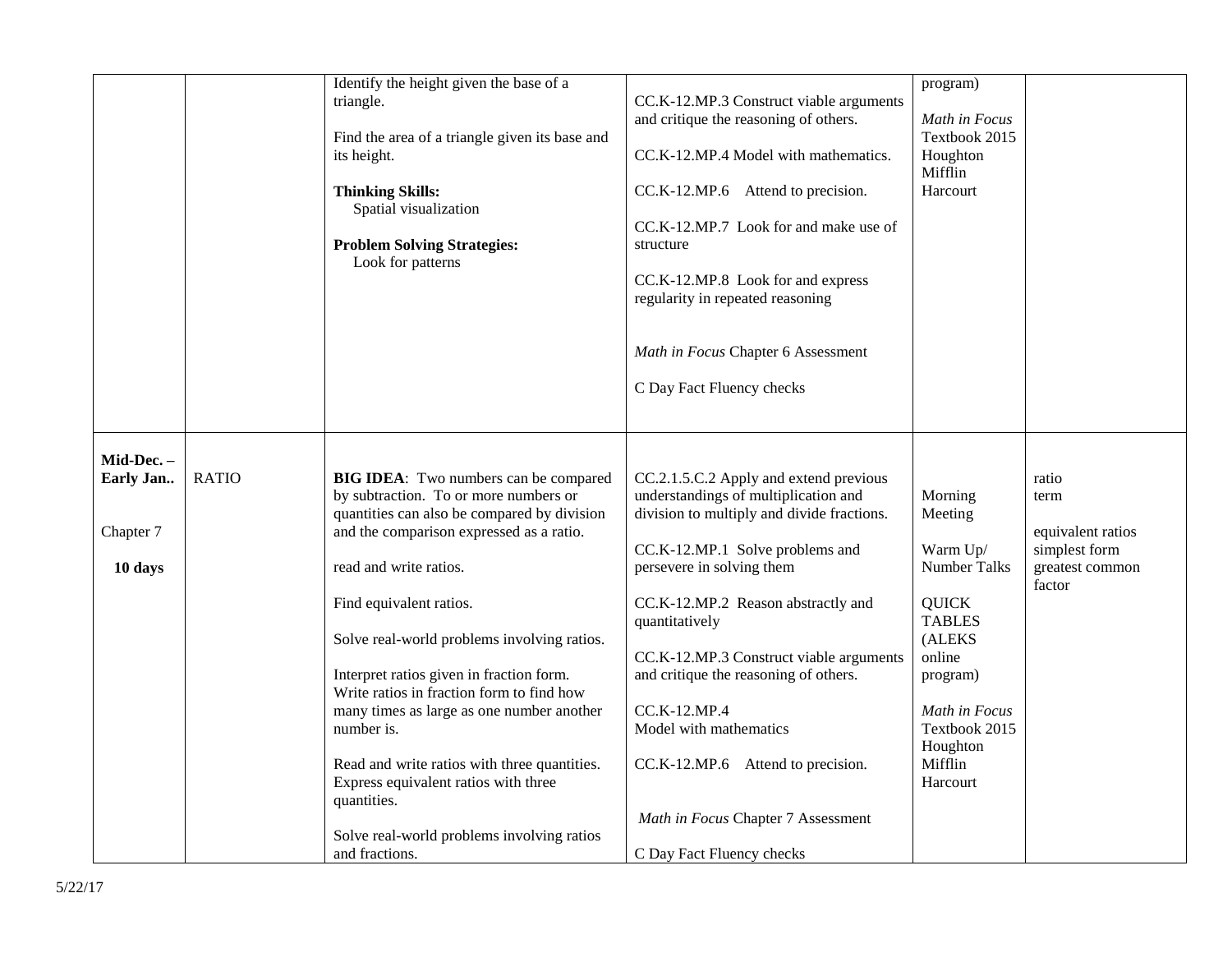| | | | | | |
|---|---|---|---|---|---|
| | | Identify the height given the base of a triangle.<br><br>Find the area of a triangle given its base and its height.<br><br>**Thinking Skills:**<br>Spatial visualization<br><br>**Problem Solving Strategies:**<br>Look for patterns | CC.K-12.MP.3 Construct viable arguments and critique the reasoning of others.<br><br>CC.K-12.MP.4 Model with mathematics.<br><br>CC.K-12.MP.6 Attend to precision.<br><br>CC.K-12.MP.7 Look for and make use of structure<br><br>CC.K-12.MP.8 Look for and express regularity in repeated reasoning<br><br>*Math in Focus* Chapter 6 Assessment<br><br>C Day Fact Fluency checks | program)<br><br>*Math in Focus* Textbook 2015 Houghton Mifflin Harcourt | |
| **Mid-Dec. – Early Jan..**<br><br>Chapter 7<br><br>**10 days** | RATIO | **BIG IDEA**: Two numbers can be compared by subtraction. To or more numbers or quantities can also be compared by division and the comparison expressed as a ratio.<br><br>read and write ratios.<br><br>Find equivalent ratios.<br><br>Solve real-world problems involving ratios.<br><br>Interpret ratios given in fraction form. Write ratios in fraction form to find how many times as large as one number another number is.<br><br>Read and write ratios with three quantities. Express equivalent ratios with three quantities.<br><br>Solve real-world problems involving ratios and fractions. | CC.2.1.5.C.2 Apply and extend previous understandings of multiplication and division to multiply and divide fractions.<br><br>CC.K-12.MP.1 Solve problems and persevere in solving them<br><br>CC.K-12.MP.2 Reason abstractly and quantitatively<br><br>CC.K-12.MP.3 Construct viable arguments and critique the reasoning of others.<br><br>CC.K-12.MP.4 Model with mathematics<br><br>CC.K-12.MP.6 Attend to precision.<br><br>*Math in Focus* Chapter 7 Assessment<br><br>C Day Fact Fluency checks | Morning Meeting<br><br>Warm Up/ Number Talks<br><br>QUICK TABLES (ALEKS online program)<br><br>*Math in Focus* Textbook 2015 Houghton Mifflin Harcourt | ratio<br>term<br><br>equivalent ratios<br>simplest form<br>greatest common factor |

5/22/17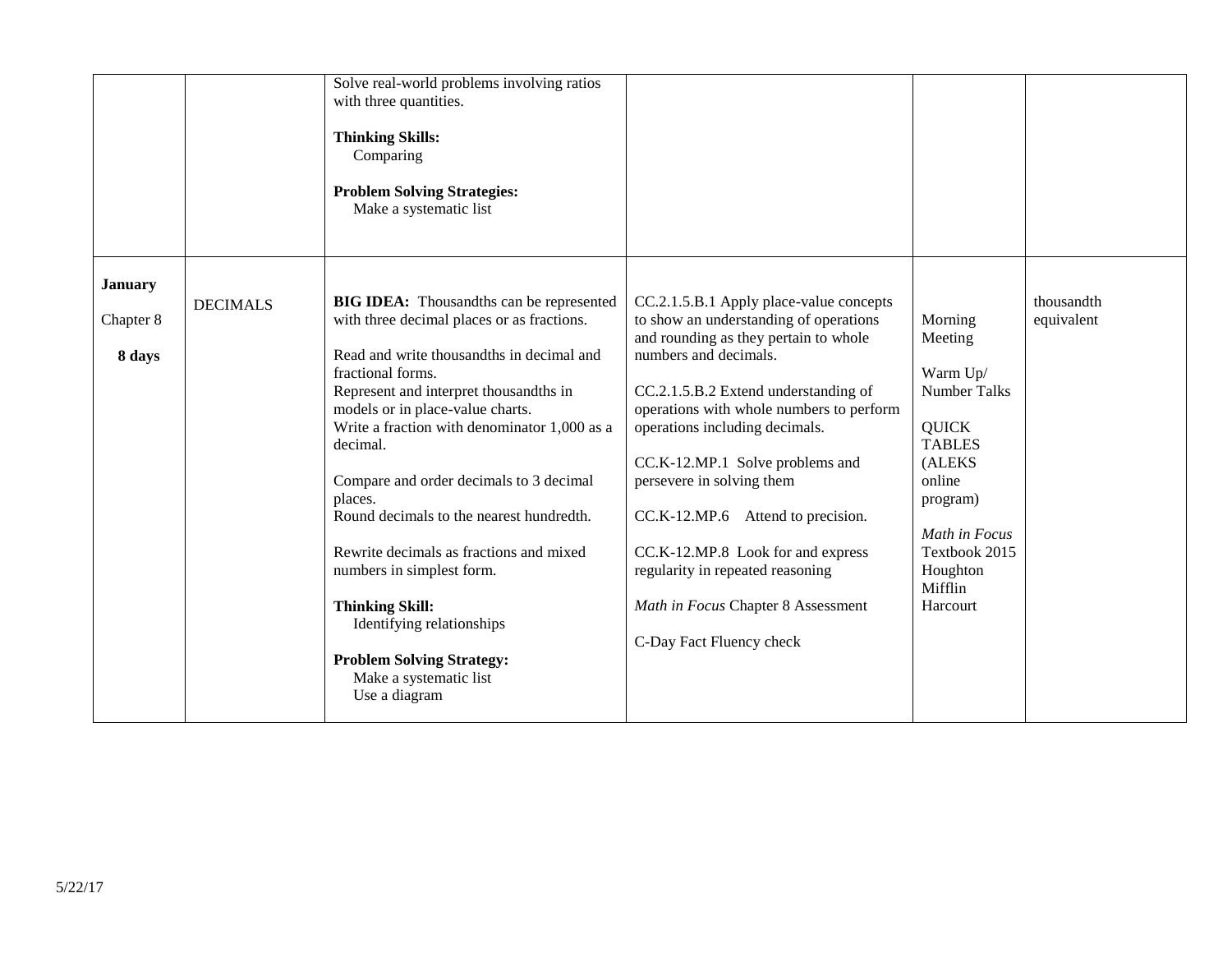| | | | | | |
|---|---|---|---|---|---|
| | | Solve real-world problems involving ratios with three quantities.<br><br>**Thinking Skills:**<br>Comparing<br><br>**Problem Solving Strategies:**<br>Make a systematic list | | | |
| **January**<br><br>Chapter 8<br><br>**8 days** | DECIMALS | **BIG IDEA:** Thousandths can be represented with three decimal places or as fractions.<br><br>Read and write thousandths in decimal and fractional forms.<br>Represent and interpret thousandths in models or in place-value charts.<br>Write a fraction with denominator 1,000 as a decimal.<br><br>Compare and order decimals to 3 decimal places.<br>Round decimals to the nearest hundredth.<br><br>Rewrite decimals as fractions and mixed numbers in simplest form.<br><br>**Thinking Skill:**<br>Identifying relationships<br><br>**Problem Solving Strategy:**<br>Make a systematic list<br>Use a diagram | CC.2.1.5.B.1 Apply place-value concepts to show an understanding of operations and rounding as they pertain to whole numbers and decimals.<br><br>CC.2.1.5.B.2 Extend understanding of operations with whole numbers to perform operations including decimals.<br><br>CC.K-12.MP.1 Solve problems and persevere in solving them<br><br>CC.K-12.MP.6 Attend to precision.<br><br>CC.K-12.MP.8 Look for and express regularity in repeated reasoning<br><br>*Math in Focus* Chapter 8 Assessment<br><br>C-Day Fact Fluency check | Morning Meeting<br><br>Warm Up/ Number Talks<br><br>QUICK TABLES (ALEKS online program)<br><br>*Math in Focus* Textbook 2015 Houghton Mifflin Harcourt | thousandth<br>equivalent |

5/22/17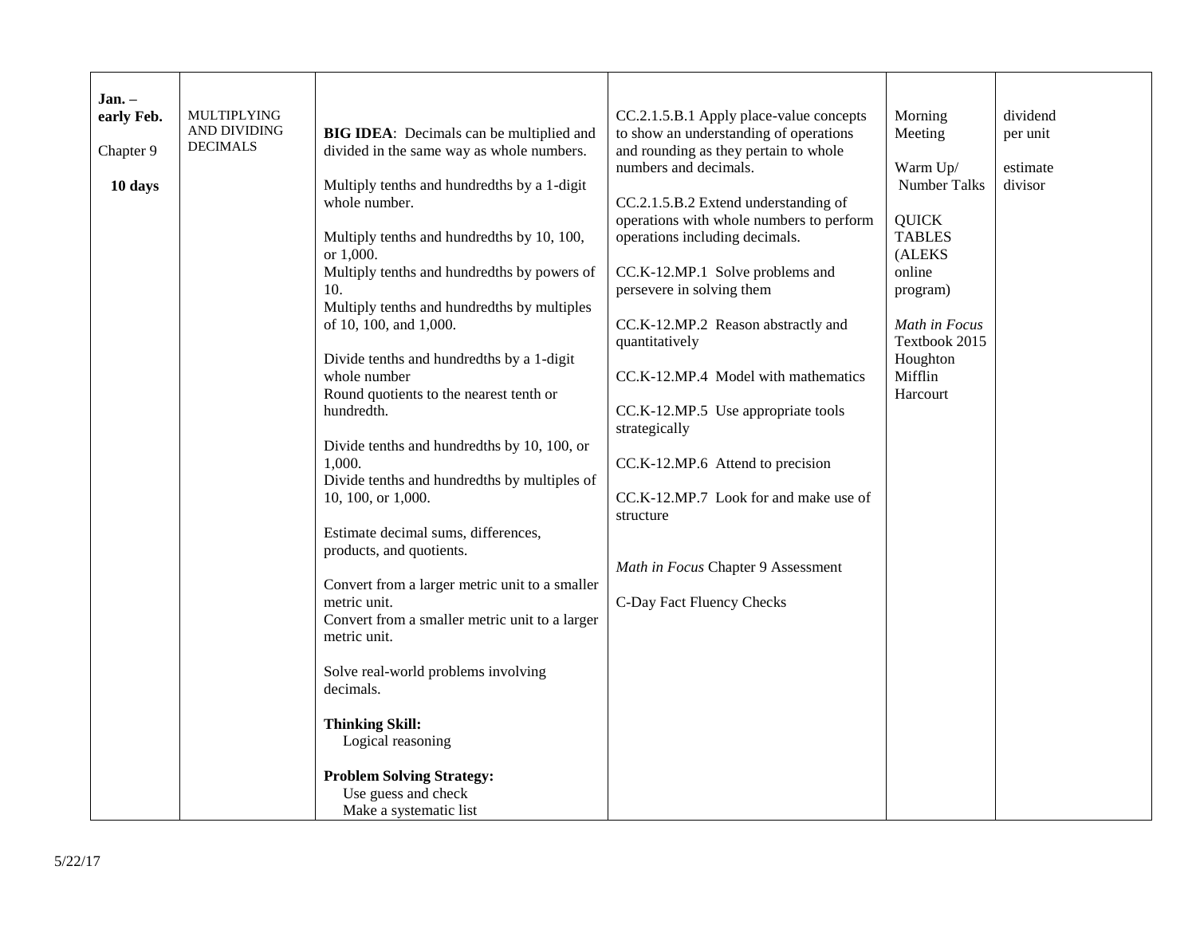| | | | | | |
|---|---|---|---|---|---|
| **Jan. – early Feb.**<br><br>Chapter 9<br><br>**10 days** | MULTIPLYING AND DIVIDING DECIMALS | **BIG IDEA**: Decimals can be multiplied and divided in the same way as whole numbers.<br><br>Multiply tenths and hundredths by a 1-digit whole number.<br><br>Multiply tenths and hundredths by 10, 100, or 1,000.<br>Multiply tenths and hundredths by powers of 10.<br>Multiply tenths and hundredths by multiples of 10, 100, and 1,000.<br><br>Divide tenths and hundredths by a 1-digit whole number<br>Round quotients to the nearest tenth or hundredth.<br><br>Divide tenths and hundredths by 10, 100, or 1,000.<br>Divide tenths and hundredths by multiples of 10, 100, or 1,000.<br><br>Estimate decimal sums, differences, products, and quotients.<br><br>Convert from a larger metric unit to a smaller metric unit.<br>Convert from a smaller metric unit to a larger metric unit.<br><br>Solve real-world problems involving decimals.<br><br>**Thinking Skill:**<br>Logical reasoning<br><br>**Problem Solving Strategy:**<br>Use guess and check<br>Make a systematic list | CC.2.1.5.B.1 Apply place-value concepts to show an understanding of operations and rounding as they pertain to whole numbers and decimals.<br><br>CC.2.1.5.B.2 Extend understanding of operations with whole numbers to perform operations including decimals.<br><br>CC.K-12.MP.1 Solve problems and persevere in solving them<br><br>CC.K-12.MP.2 Reason abstractly and quantitatively<br><br>CC.K-12.MP.4 Model with mathematics<br><br>CC.K-12.MP.5 Use appropriate tools strategically<br><br>CC.K-12.MP.6 Attend to precision<br><br>CC.K-12.MP.7 Look for and make use of structure<br><br>*Math in Focus* Chapter 9 Assessment<br><br>C-Day Fact Fluency Checks | Morning Meeting<br><br>Warm Up/ Number Talks<br><br>QUICK TABLES (ALEKS online program)<br><br>*Math in Focus* Textbook 2015 Houghton Mifflin Harcourt | dividend<br>per unit<br><br>estimate<br>divisor |

5/22/17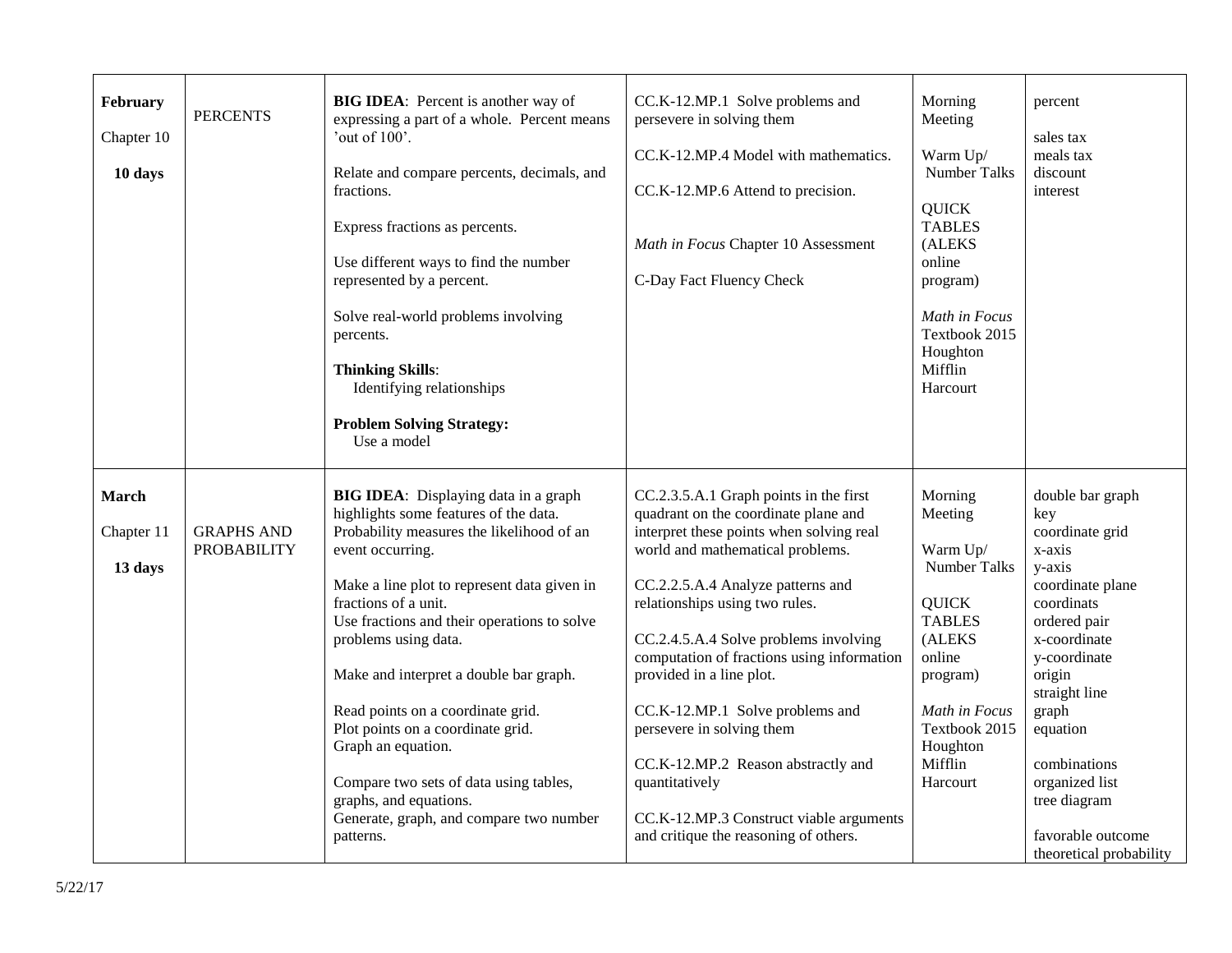| **February**<br><br>Chapter 10<br><br>**10 days** | PERCENTS | **BIG IDEA**: Percent is another way of expressing a part of a whole. Percent means 'out of 100'.<br><br>Relate and compare percents, decimals, and fractions.<br><br>Express fractions as percents.<br><br>Use different ways to find the number represented by a percent.<br><br>Solve real-world problems involving percents.<br><br>**Thinking Skills**:<br>Identifying relationships<br><br>**Problem Solving Strategy:**<br>Use a model | CC.K-12.MP.1 Solve problems and persevere in solving them<br><br>CC.K-12.MP.4 Model with mathematics.<br><br>CC.K-12.MP.6 Attend to precision.<br><br>*Math in Focus* Chapter 10 Assessment<br><br>C-Day Fact Fluency Check | Morning Meeting<br><br>Warm Up/ Number Talks<br><br>QUICK TABLES (ALEKS online program)<br><br>*Math in Focus* Textbook 2015 Houghton Mifflin Harcourt | percent<br><br>sales tax<br>meals tax<br>discount<br>interest |
|---|---|---|---|---|---|
| **March**<br><br>Chapter 11<br><br>**13 days** | GRAPHS AND PROBABILITY | **BIG IDEA**: Displaying data in a graph highlights some features of the data. Probability measures the likelihood of an event occurring.<br><br>Make a line plot to represent data given in fractions of a unit.<br>Use fractions and their operations to solve problems using data.<br><br>Make and interpret a double bar graph.<br><br>Read points on a coordinate grid.<br>Plot points on a coordinate grid.<br>Graph an equation.<br><br>Compare two sets of data using tables, graphs, and equations.<br>Generate, graph, and compare two number patterns. | CC.2.3.5.A.1 Graph points in the first quadrant on the coordinate plane and interpret these points when solving real world and mathematical problems.<br><br>CC.2.2.5.A.4 Analyze patterns and relationships using two rules.<br><br>CC.2.4.5.A.4 Solve problems involving computation of fractions using information provided in a line plot.<br><br>CC.K-12.MP.1 Solve problems and persevere in solving them<br><br>CC.K-12.MP.2 Reason abstractly and quantitatively<br><br>CC.K-12.MP.3 Construct viable arguments and critique the reasoning of others. | Morning Meeting<br><br>Warm Up/ Number Talks<br><br>QUICK TABLES (ALEKS online program)<br><br>*Math in Focus* Textbook 2015 Houghton Mifflin Harcourt | double bar graph<br>key<br>coordinate grid<br>x-axis<br>y-axis<br>coordinate plane<br>coordinats<br>ordered pair<br>x-coordinate<br>y-coordinate<br>origin<br>straight line<br>graph<br>equation<br><br>combinations<br>organized list<br>tree diagram<br><br>favorable outcome<br>theoretical probability |

5/22/17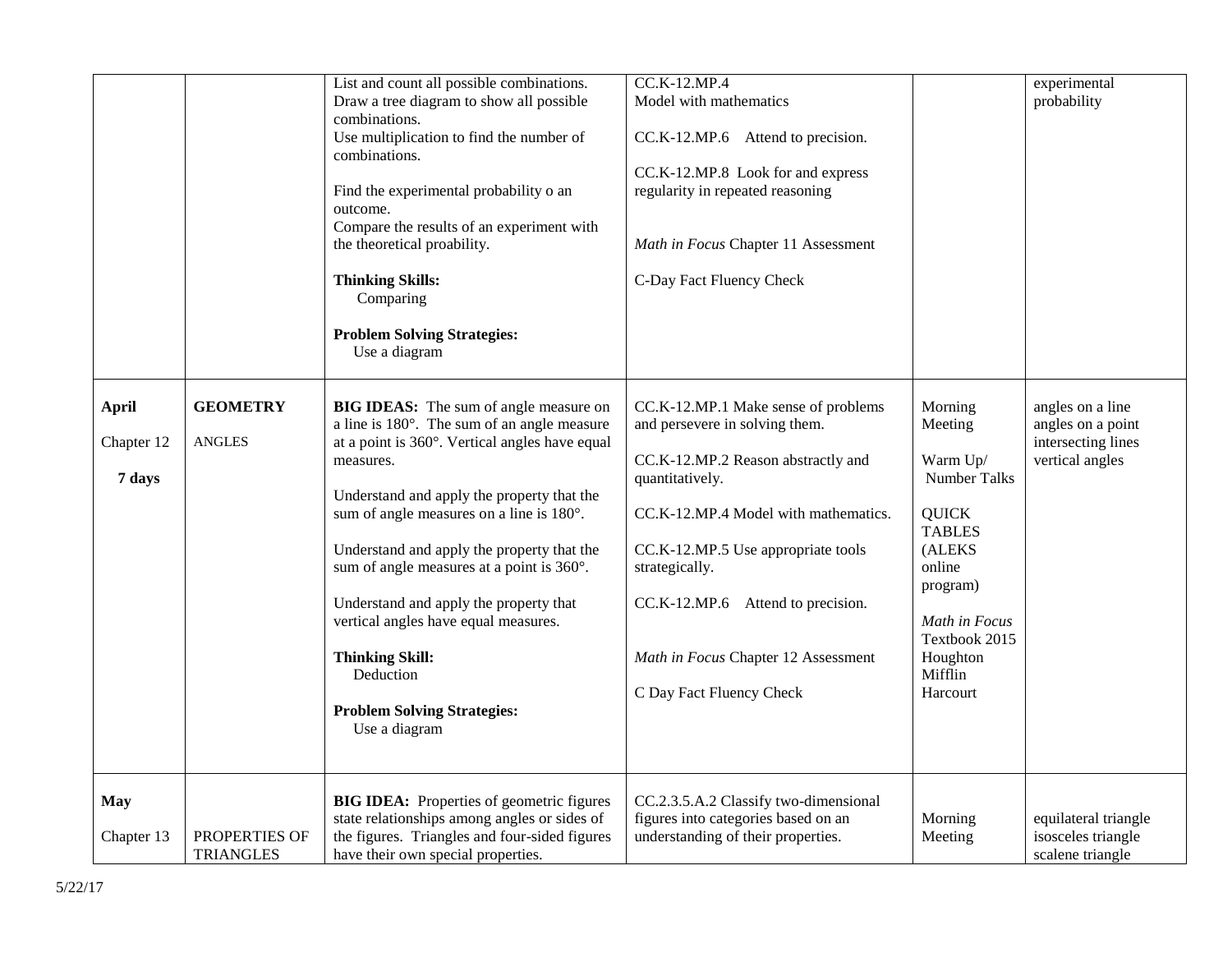| | | | | | |
|---|---|---|---|---|---|
| | | List and count all possible combinations.<br>Draw a tree diagram to show all possible combinations.<br>Use multiplication to find the number of combinations.<br><br>Find the experimental probability o an outcome.<br>Compare the results of an experiment with the theoretical proability.<br><br>**Thinking Skills:**<br>Comparing<br><br>**Problem Solving Strategies:**<br>Use a diagram | CC.K-12.MP.4<br>Model with mathematics<br><br>CC.K-12.MP.6 Attend to precision.<br><br>CC.K-12.MP.8 Look for and express regularity in repeated reasoning<br><br>*Math in Focus* Chapter 11 Assessment<br><br>C-Day Fact Fluency Check | | experimental probability |
| **April**<br><br>Chapter 12<br><br>**7 days** | **GEOMETRY**<br><br>ANGLES | **BIG IDEAS:** The sum of angle measure on a line is 180°. The sum of an angle measure at a point is 360°. Vertical angles have equal measures.<br><br>Understand and apply the property that the sum of angle measures on a line is 180°.<br><br>Understand and apply the property that the sum of angle measures at a point is 360°.<br><br>Understand and apply the property that vertical angles have equal measures.<br><br>**Thinking Skill:**<br>Deduction<br><br>**Problem Solving Strategies:**<br>Use a diagram | CC.K-12.MP.1 Make sense of problems and persevere in solving them.<br><br>CC.K-12.MP.2 Reason abstractly and quantitatively.<br><br>CC.K-12.MP.4 Model with mathematics.<br><br>CC.K-12.MP.5 Use appropriate tools strategically.<br><br>CC.K-12.MP.6 Attend to precision.<br><br>*Math in Focus* Chapter 12 Assessment<br><br>C Day Fact Fluency Check | Morning Meeting<br><br>Warm Up/ Number Talks<br><br>QUICK TABLES (ALEKS online program)<br><br>*Math in Focus* Textbook 2015 Houghton Mifflin Harcourt | angles on a line<br>angles on a point<br>intersecting lines<br>vertical angles |
| **May**<br><br>Chapter 13 | PROPERTIES OF TRIANGLES | **BIG IDEA:** Properties of geometric figures state relationships among angles or sides of the figures. Triangles and four-sided figures have their own special properties. | CC.2.3.5.A.2 Classify two-dimensional figures into categories based on an understanding of their properties. | Morning Meeting | equilateral triangle<br>isosceles triangle<br>scalene triangle |

5/22/17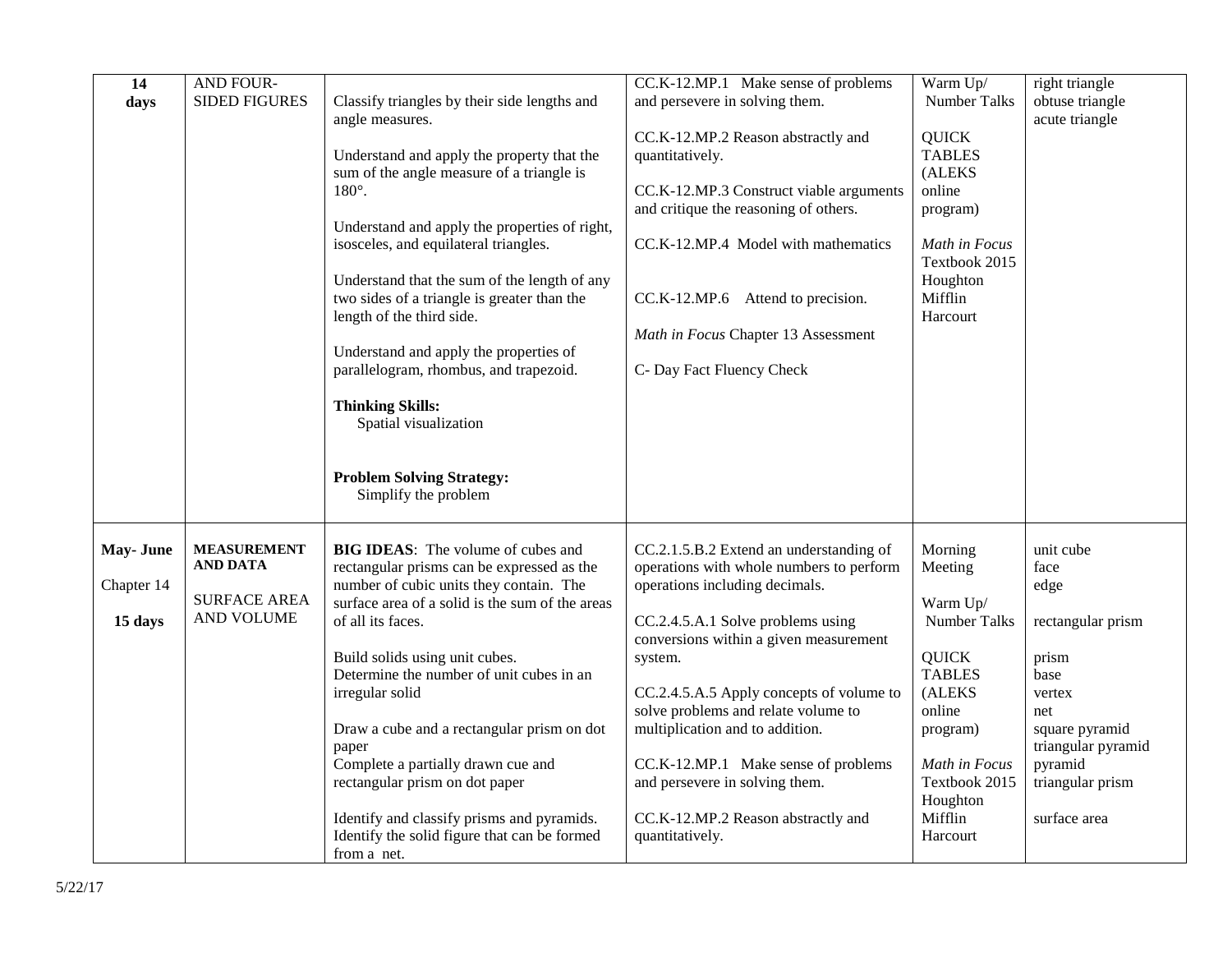| | | | | | |
|---|---|---|---|---|---|
| **14 days** | AND FOUR-SIDED FIGURES | Classify triangles by their side lengths and angle measures.<br><br>Understand and apply the property that the sum of the angle measure of a triangle is 180°.<br><br>Understand and apply the properties of right, isosceles, and equilateral triangles.<br><br>Understand that the sum of the length of any two sides of a triangle is greater than the length of the third side.<br><br>Understand and apply the properties of parallelogram, rhombus, and trapezoid.<br><br>**Thinking Skills:**<br>Spatial visualization<br><br>**Problem Solving Strategy:**<br>Simplify the problem | CC.K-12.MP.1 Make sense of problems and persevere in solving them.<br><br>CC.K-12.MP.2 Reason abstractly and quantitatively.<br><br>CC.K-12.MP.3 Construct viable arguments and critique the reasoning of others.<br><br>CC.K-12.MP.4 Model with mathematics<br><br>CC.K-12.MP.6 Attend to precision.<br><br>*Math in Focus* Chapter 13 Assessment<br><br>C- Day Fact Fluency Check | Warm Up/ Number Talks<br><br>QUICK TABLES (ALEKS online program)<br><br>*Math in Focus* Textbook 2015 Houghton Mifflin Harcourt | right triangle<br>obtuse triangle<br>acute triangle |
| **May- June**<br><br>Chapter 14<br><br>**15 days** | **MEASUREMENT AND DATA**<br><br>SURFACE AREA AND VOLUME | **BIG IDEAS**: The volume of cubes and rectangular prisms can be expressed as the number of cubic units they contain. The surface area of a solid is the sum of the areas of all its faces.<br><br>Build solids using unit cubes.<br>Determine the number of unit cubes in an irregular solid<br><br>Draw a cube and a rectangular prism on dot paper<br>Complete a partially drawn cue and rectangular prism on dot paper<br><br>Identify and classify prisms and pyramids.<br>Identify the solid figure that can be formed from a net. | CC.2.1.5.B.2 Extend an understanding of operations with whole numbers to perform operations including decimals.<br><br>CC.2.4.5.A.1 Solve problems using conversions within a given measurement system.<br><br>CC.2.4.5.A.5 Apply concepts of volume to solve problems and relate volume to multiplication and to addition.<br><br>CC.K-12.MP.1 Make sense of problems and persevere in solving them.<br><br>CC.K-12.MP.2 Reason abstractly and quantitatively. | Morning Meeting<br><br>Warm Up/ Number Talks<br><br>QUICK TABLES (ALEKS online program)<br><br>*Math in Focus* Textbook 2015 Houghton Mifflin Harcourt | unit cube<br>face<br>edge<br><br>rectangular prism<br><br>prism<br>base<br>vertex<br>net<br>square pyramid<br>triangular pyramid<br>pyramid<br>triangular prism<br><br>surface area |

5/22/17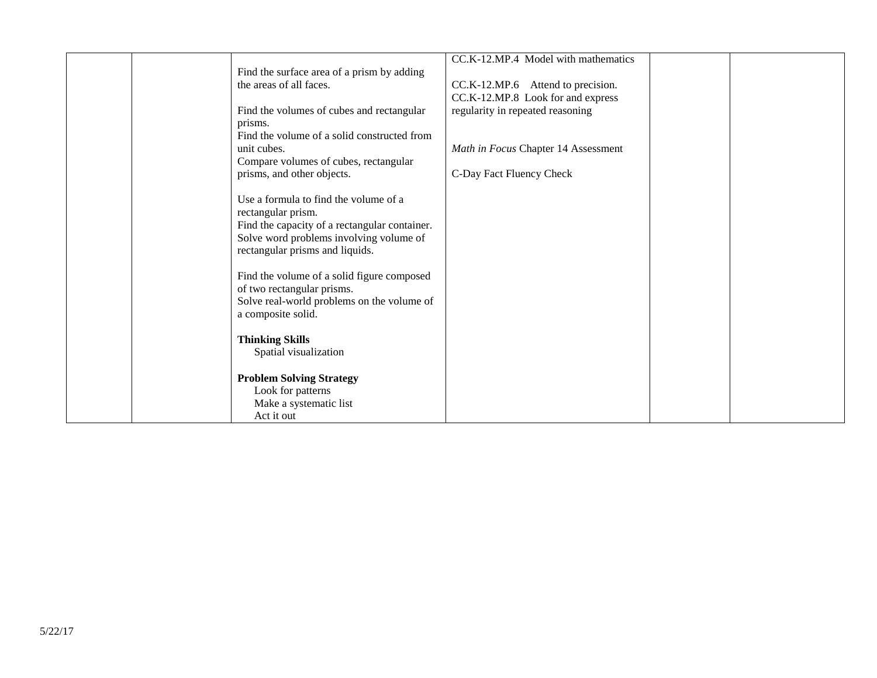| | | | | | |
|---|---|---|---|---|---|
| | | Find the surface area of a prism by adding the areas of all faces.<br><br>Find the volumes of cubes and rectangular prisms.<br>Find the volume of a solid constructed from unit cubes.<br>Compare volumes of cubes, rectangular prisms, and other objects.<br><br>Use a formula to find the volume of a rectangular prism.<br>Find the capacity of a rectangular container.<br>Solve word problems involving volume of rectangular prisms and liquids.<br><br>Find the volume of a solid figure composed of two rectangular prisms.<br>Solve real-world problems on the volume of a composite solid.<br><br>**Thinking Skills**<br>Spatial visualization<br><br>**Problem Solving Strategy**<br>Look for patterns<br>Make a systematic list<br>Act it out | CC.K-12.MP.4 Model with mathematics<br><br>CC.K-12.MP.6 Attend to precision.<br>CC.K-12.MP.8 Look for and express regularity in repeated reasoning<br><br>*Math in Focus* Chapter 14 Assessment<br><br>C-Day Fact Fluency Check | | |

5/22/17